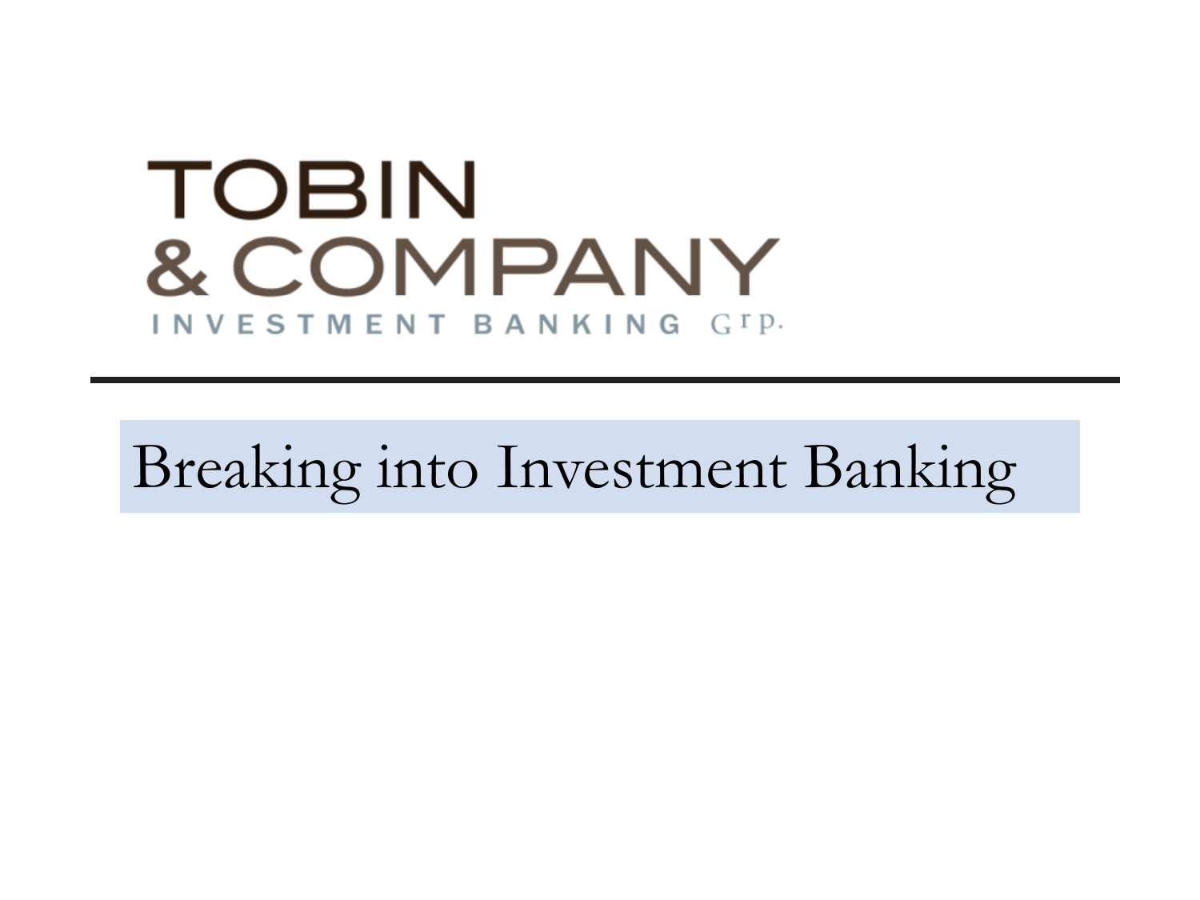# TOBIN & COMPANY

INVESTMENT BANKING Grp.

---

## Breaking into Investment Banking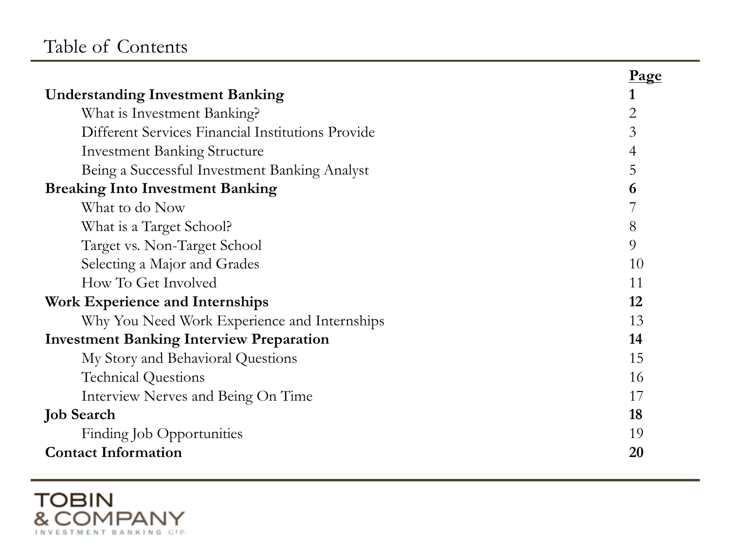# Table of Contents

| | Page |
|---|---|
| **Understanding Investment Banking** | **1** |
| What is Investment Banking? | 2 |
| Different Services Financial Institutions Provide | 3 |
| Investment Banking Structure | 4 |
| Being a Successful Investment Banking Analyst | 5 |
| **Breaking Into Investment Banking** | **6** |
| What to do Now | 7 |
| What is a Target School? | 8 |
| Target vs. Non-Target School | 9 |
| Selecting a Major and Grades | 10 |
| How To Get Involved | 11 |
| **Work Experience and Internships** | **12** |
| Why You Need Work Experience and Internships | 13 |
| **Investment Banking Interview Preparation** | **14** |
| My Story and Behavioral Questions | 15 |
| Technical Questions | 16 |
| Interview Nerves and Being On Time | 17 |
| **Job Search** | **18** |
| Finding Job Opportunities | 19 |
| **Contact Information** | **20** |

TOBIN & COMPANY
INVESTMENT BANKING GRP.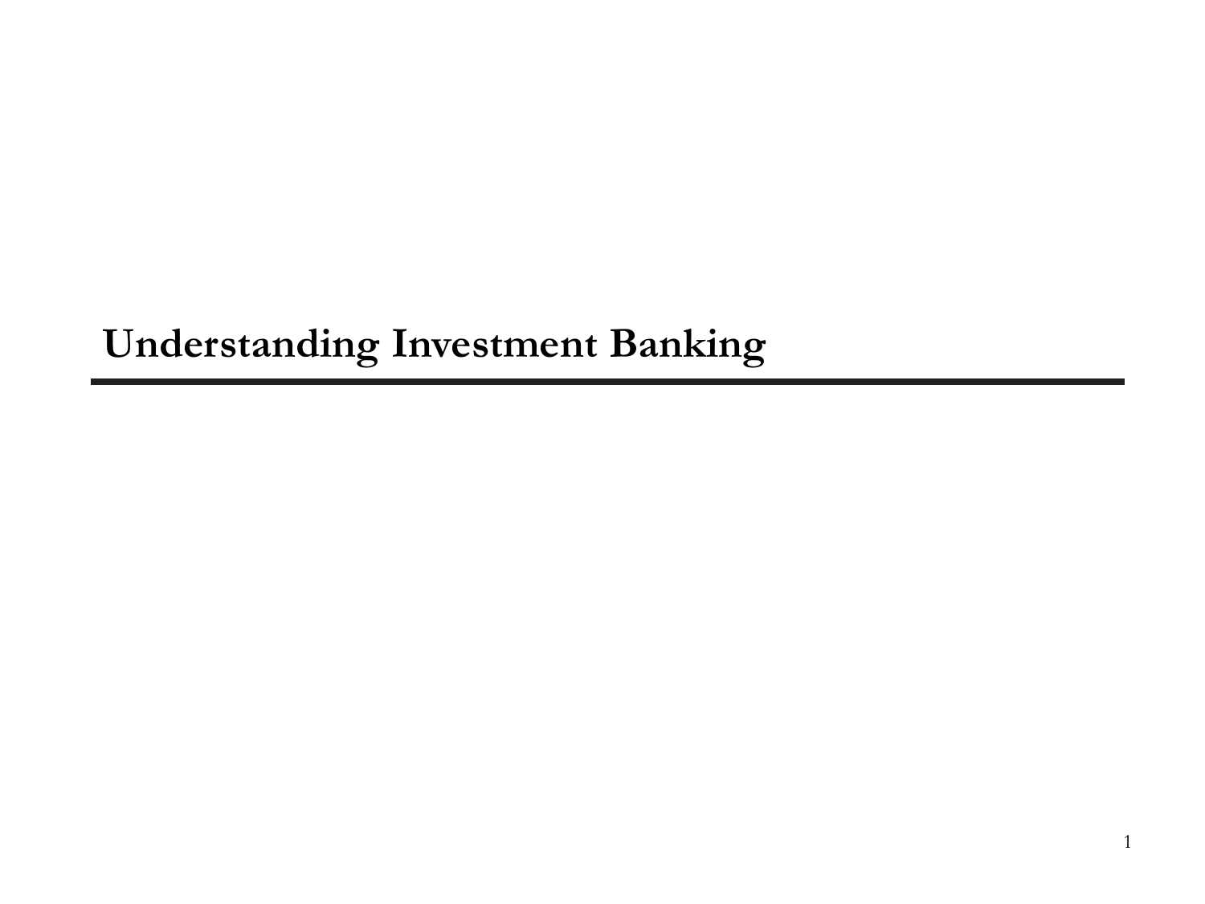# Understanding Investment Banking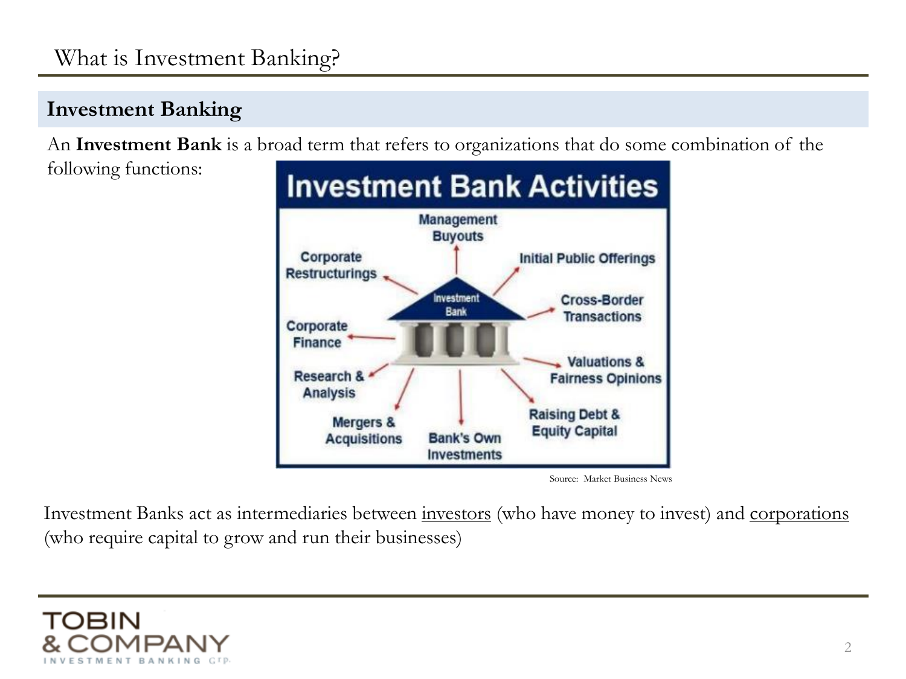# What is Investment Banking?

## Investment Banking

An **Investment Bank** is a broad term that refers to organizations that do some combination of the following functions:

**Investment Bank Activities**

- Management Buyouts
- Initial Public Offerings
- Cross-Border Transactions
- Valuations & Fairness Opinions
- Raising Debt & Equity Capital
- Bank's Own Investments
- Mergers & Acquisitions
- Research & Analysis
- Corporate Finance
- Corporate Restructurings

Source: Market Business News

Investment Banks act as intermediaries between investors (who have money to invest) and corporations (who require capital to grow and run their businesses)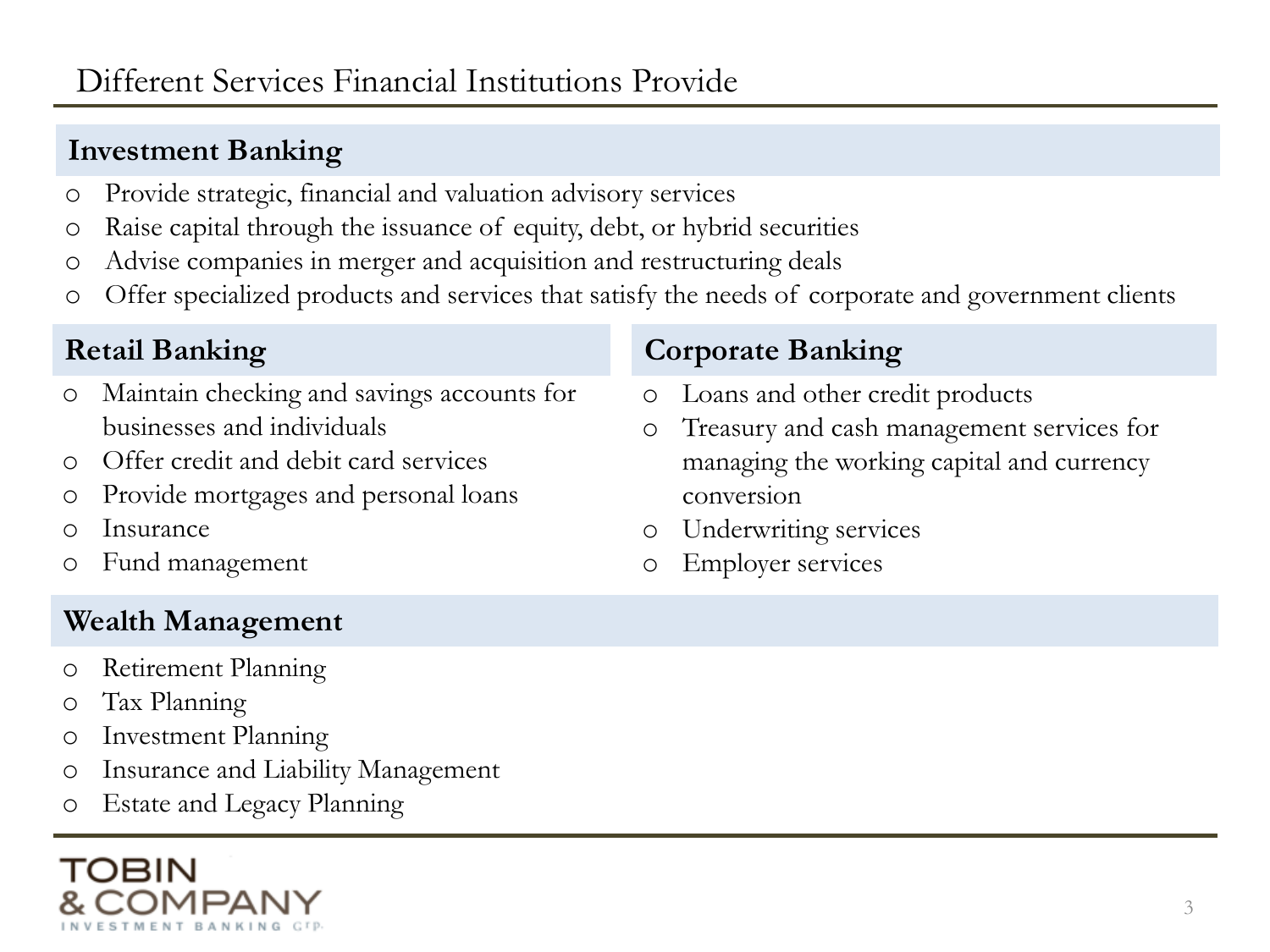# Different Services Financial Institutions Provide

## Investment Banking

- Provide strategic, financial and valuation advisory services
- Raise capital through the issuance of equity, debt, or hybrid securities
- Advise companies in merger and acquisition and restructuring deals
- Offer specialized products and services that satisfy the needs of corporate and government clients

## Retail Banking

- Maintain checking and savings accounts for businesses and individuals
- Offer credit and debit card services
- Provide mortgages and personal loans
- Insurance
- Fund management

## Corporate Banking

- Loans and other credit products
- Treasury and cash management services for managing the working capital and currency conversion
- Underwriting services
- Employer services

## Wealth Management

- Retirement Planning
- Tax Planning
- Investment Planning
- Insurance and Liability Management
- Estate and Legacy Planning

TOBIN & COMPANY INVESTMENT BANKING Grp.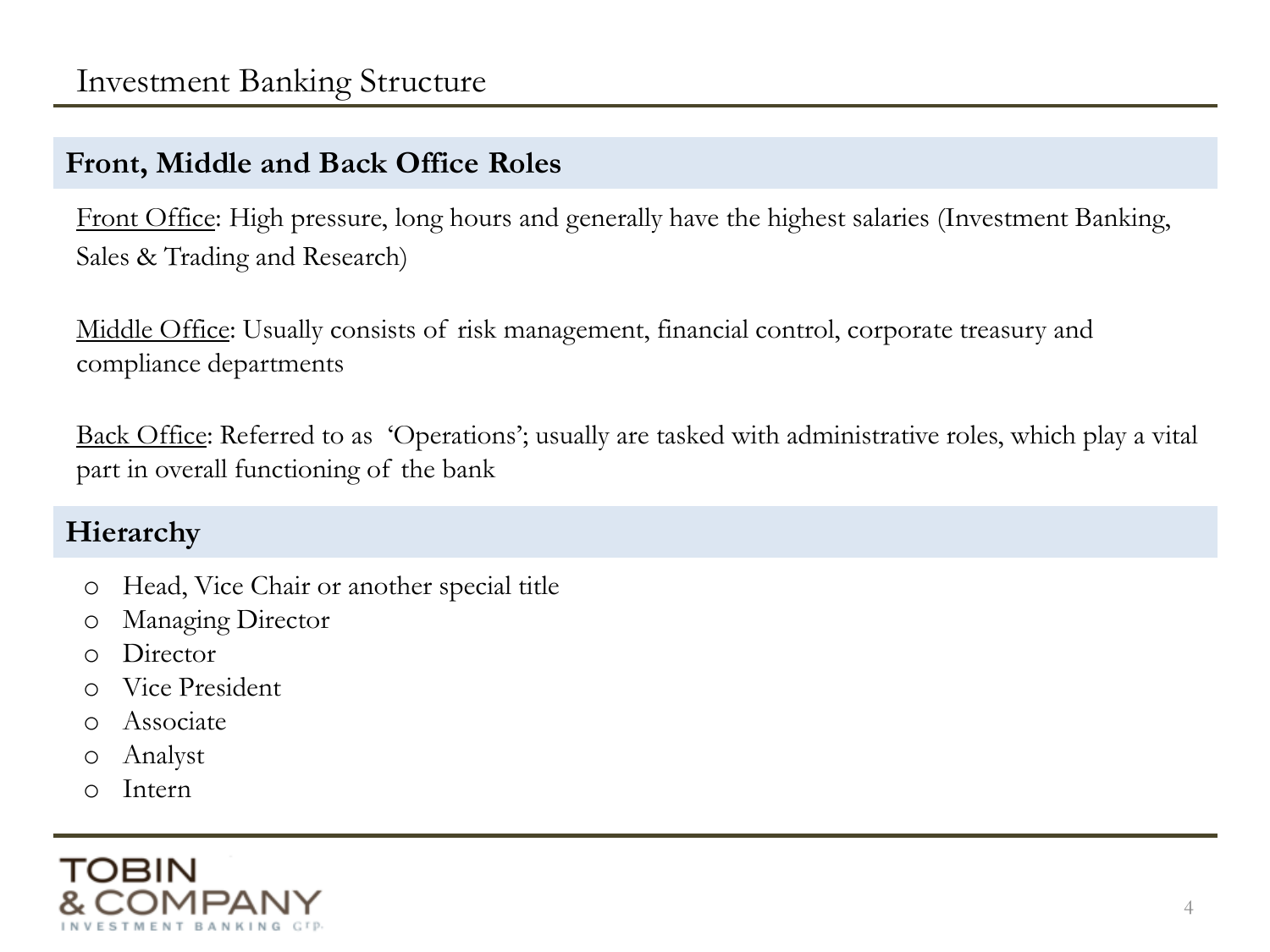# Investment Banking Structure

## Front, Middle and Back Office Roles

Front Office: High pressure, long hours and generally have the highest salaries (Investment Banking, Sales & Trading and Research)

Middle Office: Usually consists of risk management, financial control, corporate treasury and compliance departments

Back Office: Referred to as 'Operations'; usually are tasked with administrative roles, which play a vital part in overall functioning of the bank

## Hierarchy

- Head, Vice Chair or another special title
- Managing Director
- Director
- Vice President
- Associate
- Analyst
- Intern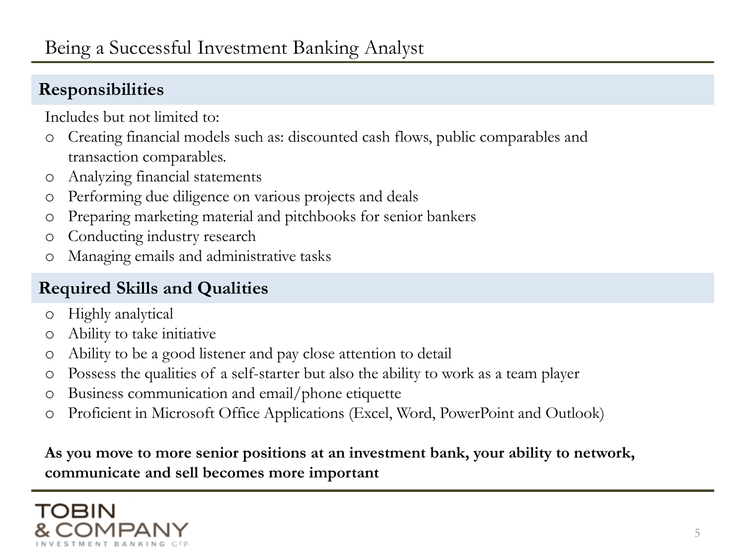# Being a Successful Investment Banking Analyst

## Responsibilities

Includes but not limited to:

- Creating financial models such as: discounted cash flows, public comparables and transaction comparables.
- Analyzing financial statements
- Performing due diligence on various projects and deals
- Preparing marketing material and pitchbooks for senior bankers
- Conducting industry research
- Managing emails and administrative tasks

## Required Skills and Qualities

- Highly analytical
- Ability to take initiative
- Ability to be a good listener and pay close attention to detail
- Possess the qualities of a self-starter but also the ability to work as a team player
- Business communication and email/phone etiquette
- Proficient in Microsoft Office Applications (Excel, Word, PowerPoint and Outlook)

**As you move to more senior positions at an investment bank, your ability to network, communicate and sell becomes more important**

TOBIN & COMPANY INVESTMENT BANKING Grp.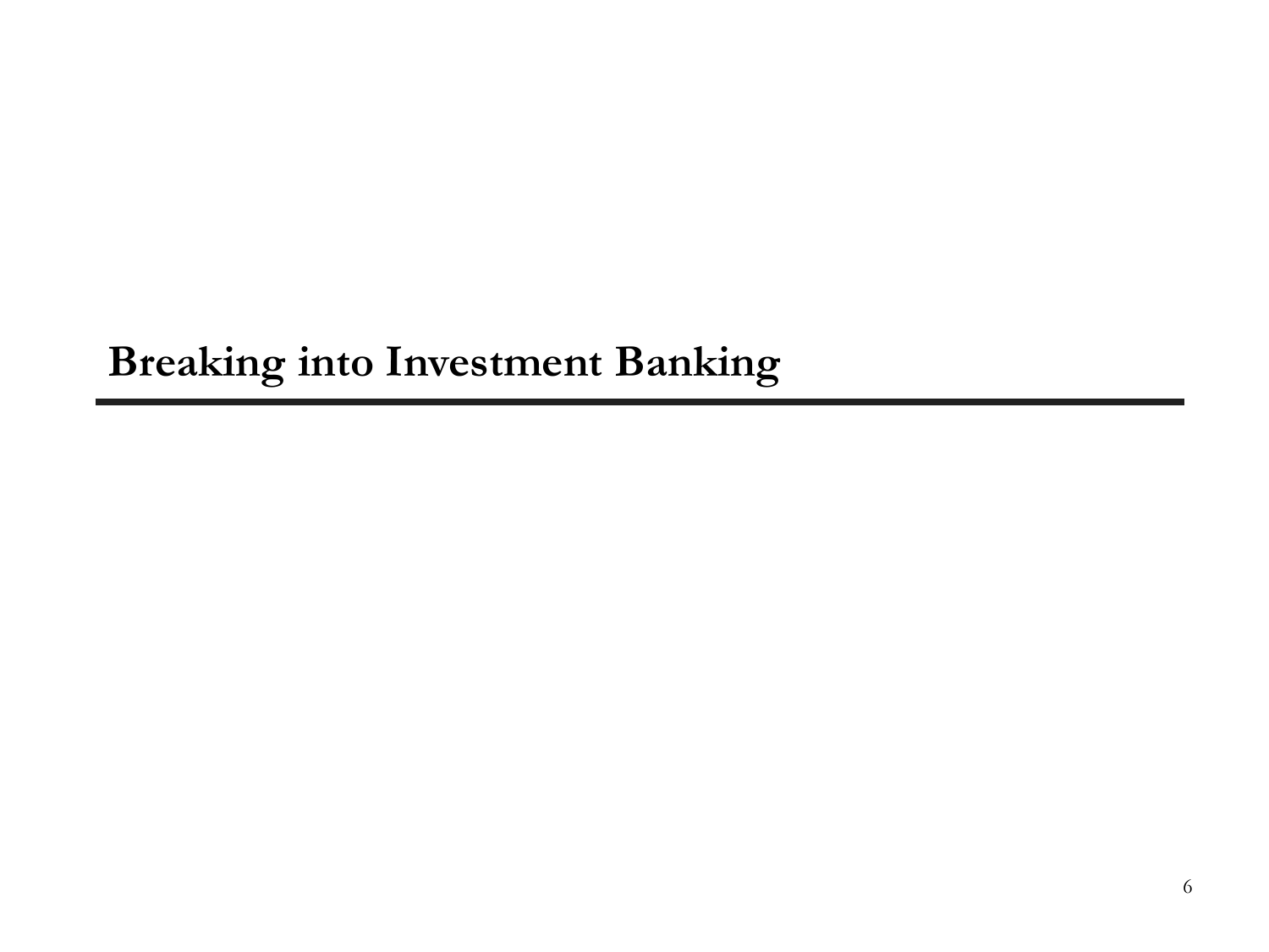# Breaking into Investment Banking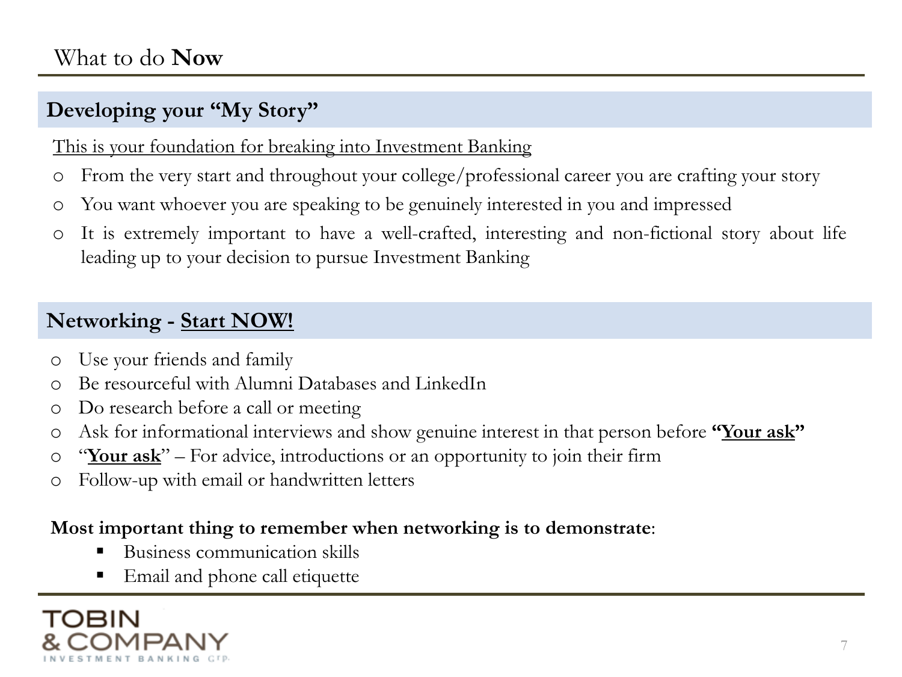# What to do **Now**

## Developing your "My Story"

<u>This is your foundation for breaking into Investment Banking</u>

- From the very start and throughout your college/professional career you are crafting your story
- You want whoever you are speaking to be genuinely interested in you and impressed
- It is extremely important to have a well-crafted, interesting and non-fictional story about life leading up to your decision to pursue Investment Banking

## Networking - <u>Start NOW!</u>

- Use your friends and family
- Be resourceful with Alumni Databases and LinkedIn
- Do research before a call or meeting
- Ask for informational interviews and show genuine interest in that person before **"<u>Your ask</u>"**
- "**<u>Your ask</u>**" – For advice, introductions or an opportunity to join their firm
- Follow-up with email or handwritten letters

**Most important thing to remember when networking is to demonstrate**:

- Business communication skills
- Email and phone call etiquette

TOBIN & COMPANY INVESTMENT BANKING Grp.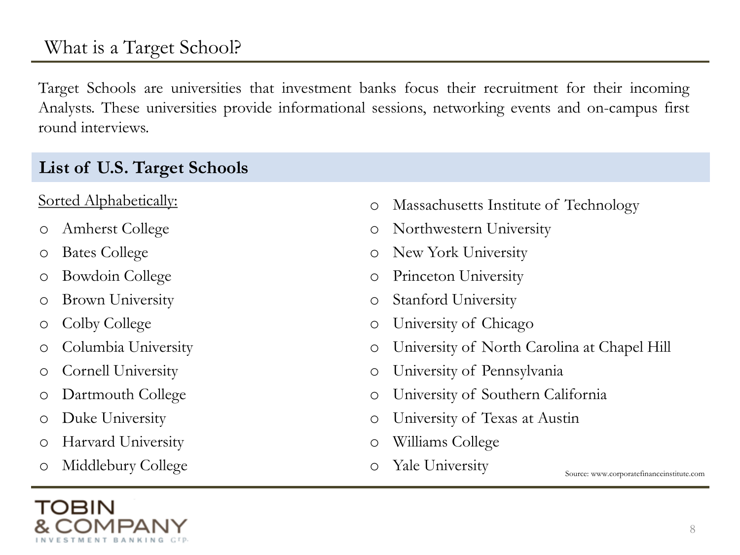# What is a Target School?

Target Schools are universities that investment banks focus their recruitment for their incoming Analysts. These universities provide informational sessions, networking events and on-campus first round interviews.

## List of U.S. Target Schools

Sorted Alphabetically:

- Amherst College
- Bates College
- Bowdoin College
- Brown University
- Colby College
- Columbia University
- Cornell University
- Dartmouth College
- Duke University
- Harvard University
- Middlebury College
- Massachusetts Institute of Technology
- Northwestern University
- New York University
- Princeton University
- Stanford University
- University of Chicago
- University of North Carolina at Chapel Hill
- University of Pennsylvania
- University of Southern California
- University of Texas at Austin
- Williams College
- Yale University

Source: www.corporatefinanceinstitute.com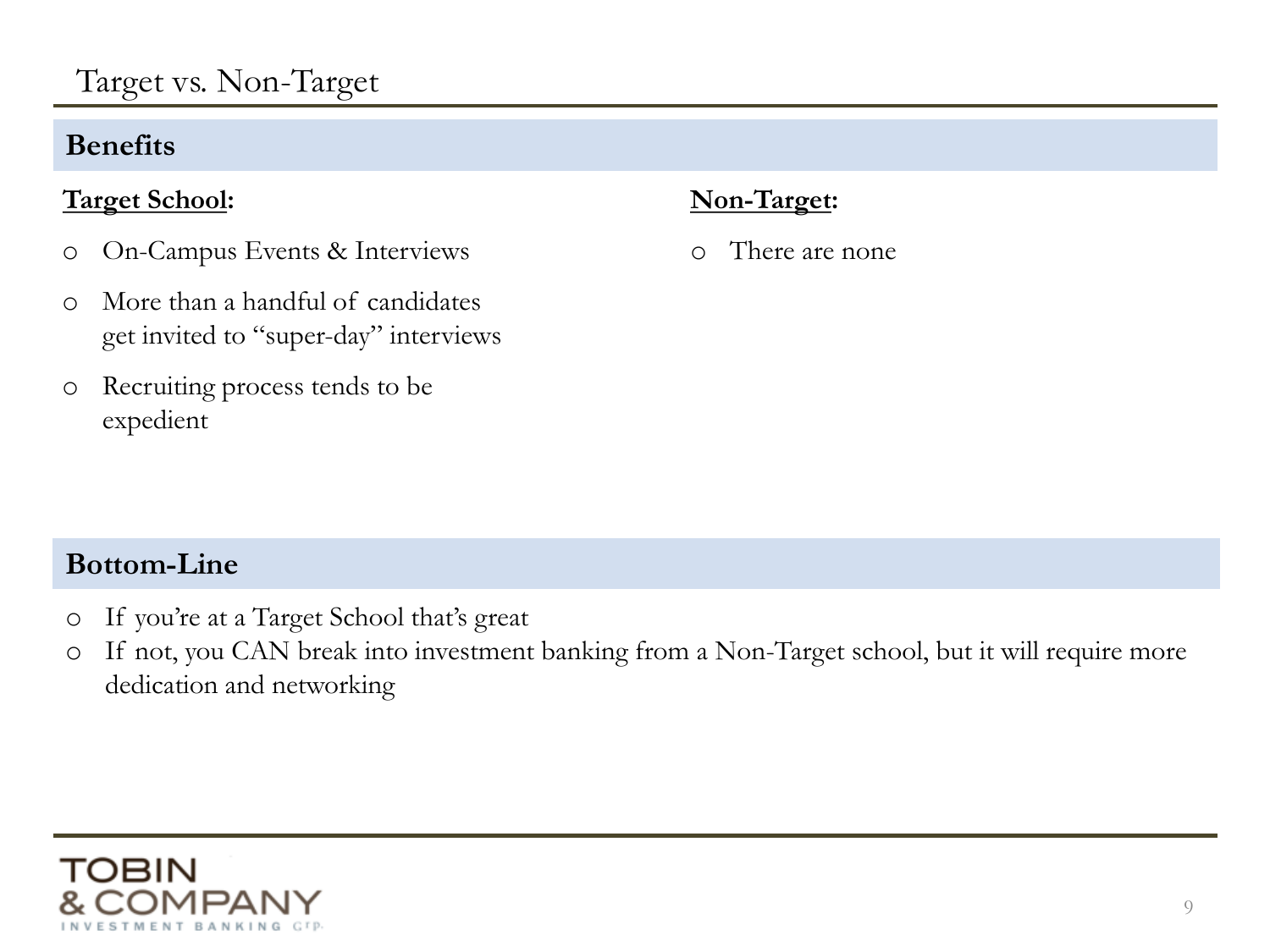# Target vs. Non-Target

## Benefits

**Target School:**

- On-Campus Events & Interviews
- More than a handful of candidates get invited to "super-day" interviews
- Recruiting process tends to be expedient

**Non-Target:**

- There are none

## Bottom-Line

- If you're at a Target School that's great
- If not, you CAN break into investment banking from a Non-Target school, but it will require more dedication and networking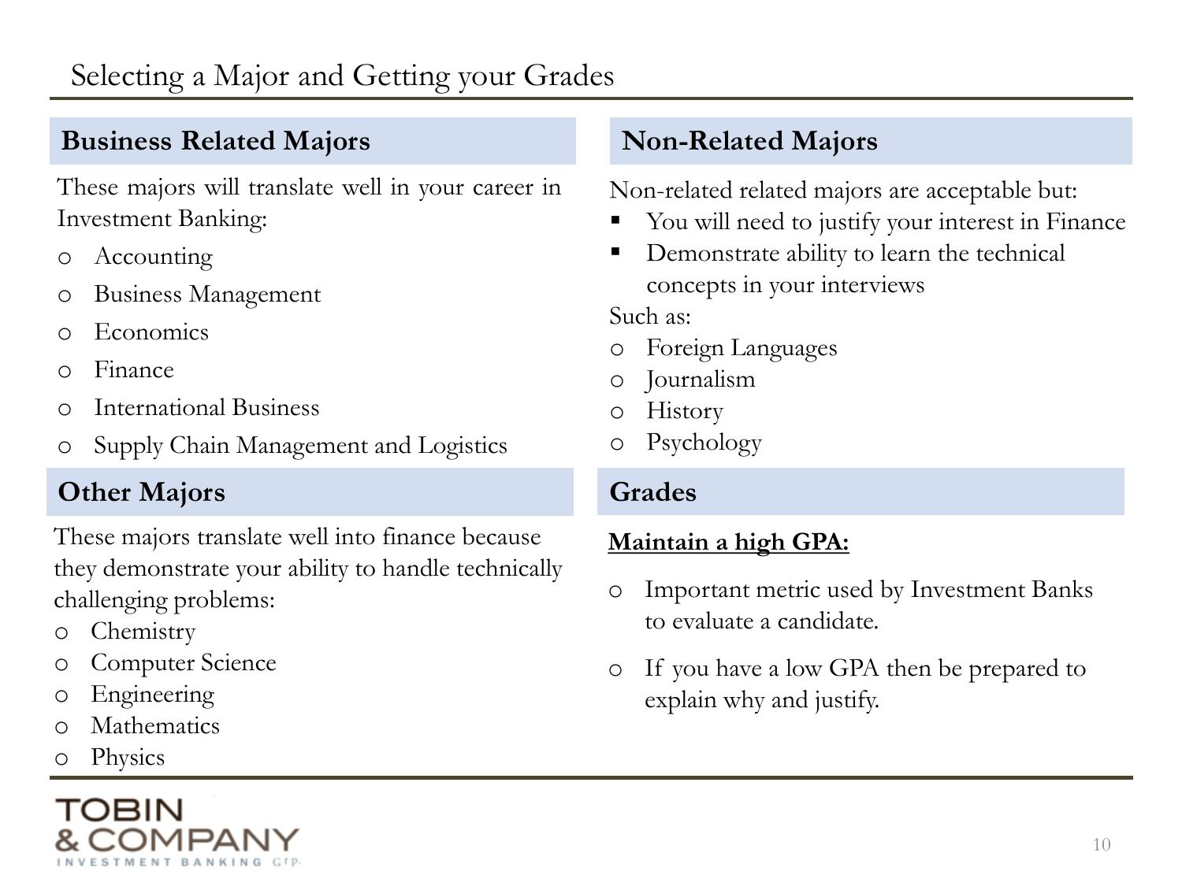# Selecting a Major and Getting your Grades

## Business Related Majors

These majors will translate well in your career in Investment Banking:

- Accounting
- Business Management
- Economics
- Finance
- International Business
- Supply Chain Management and Logistics

## Other Majors

These majors translate well into finance because they demonstrate your ability to handle technically challenging problems:

- Chemistry
- Computer Science
- Engineering
- Mathematics
- Physics

## Non-Related Majors

Non-related related majors are acceptable but:

- You will need to justify your interest in Finance
- Demonstrate ability to learn the technical concepts in your interviews

Such as:

- Foreign Languages
- Journalism
- History
- Psychology

## Grades

**Maintain a high GPA:**

- Important metric used by Investment Banks to evaluate a candidate.
- If you have a low GPA then be prepared to explain why and justify.

TOBIN & COMPANY INVESTMENT BANKING Grp.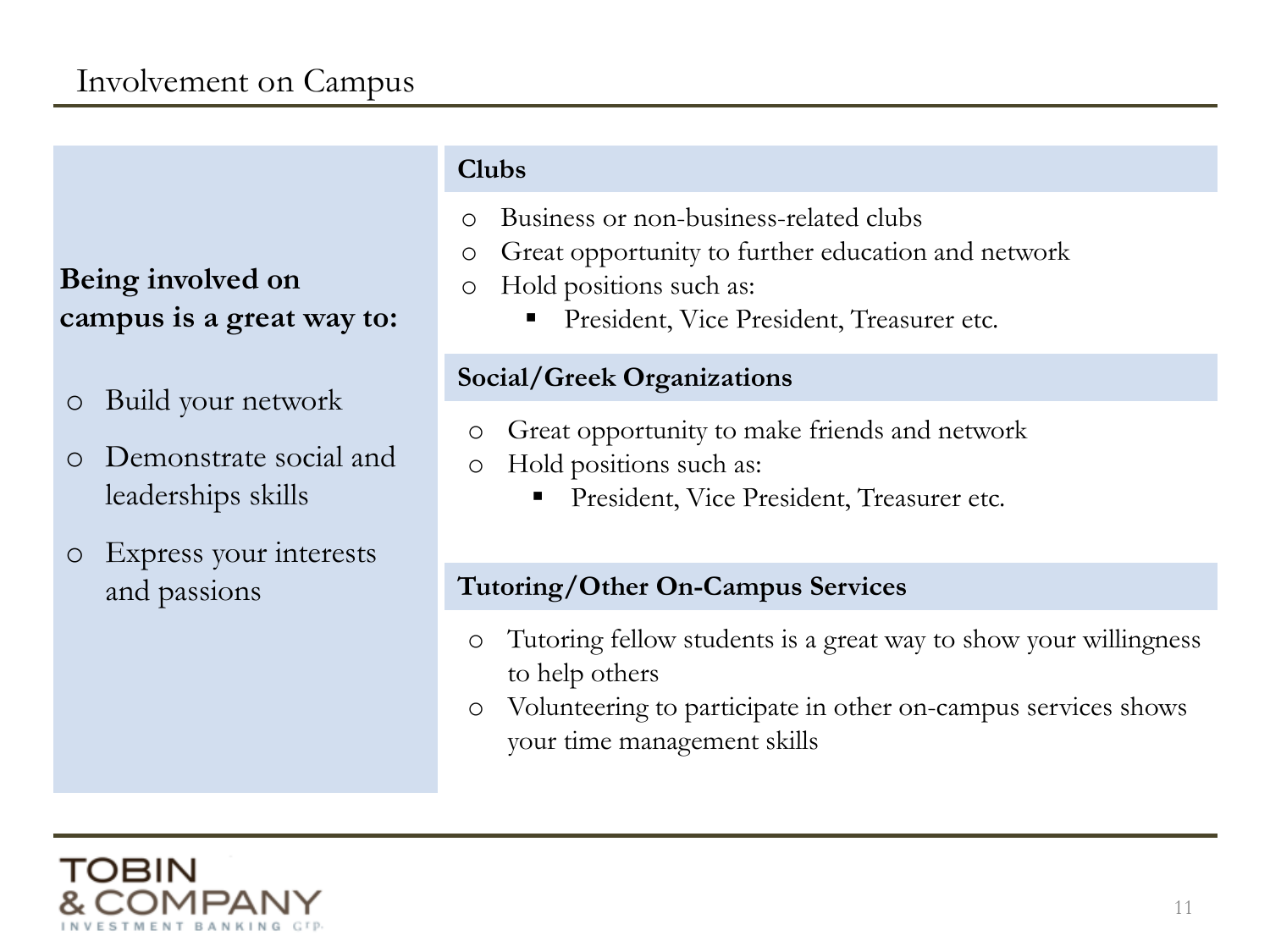# Involvement on Campus

**Being involved on campus is a great way to:**

- Build your network
- Demonstrate social and leaderships skills
- Express your interests and passions

### Clubs

- Business or non-business-related clubs
- Great opportunity to further education and network
- Hold positions such as:
  - President, Vice President, Treasurer etc.

### Social/Greek Organizations

- Great opportunity to make friends and network
- Hold positions such as:
  - President, Vice President, Treasurer etc.

### Tutoring/Other On-Campus Services

- Tutoring fellow students is a great way to show your willingness to help others
- Volunteering to participate in other on-campus services shows your time management skills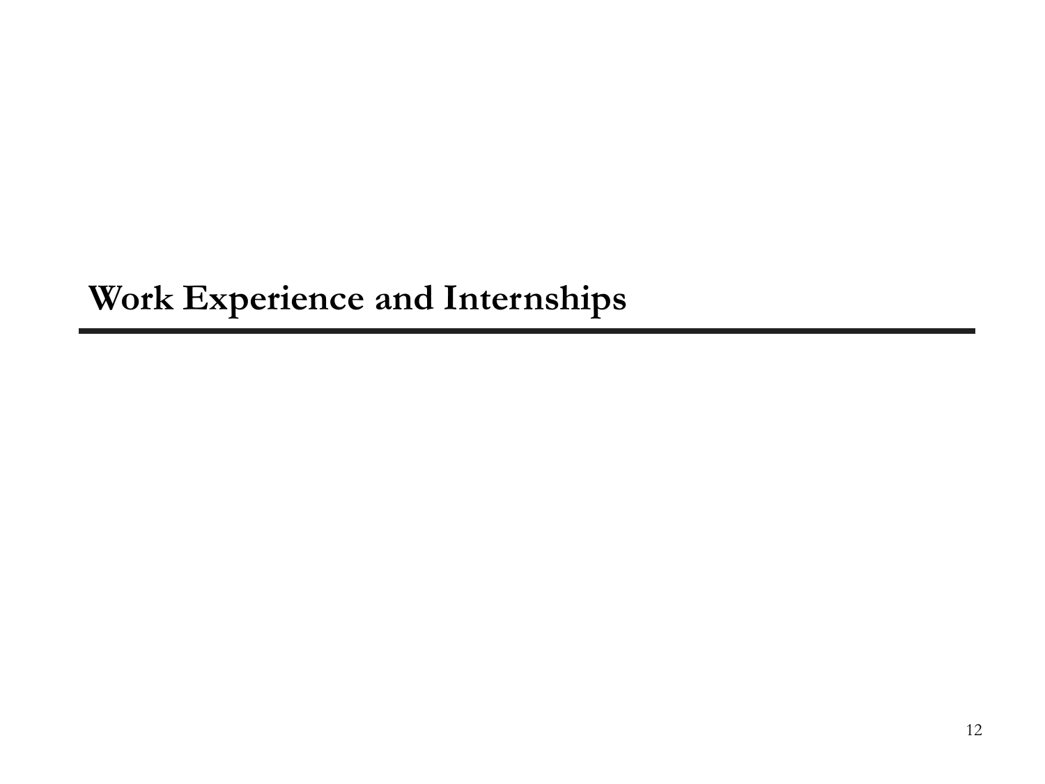# Work Experience and Internships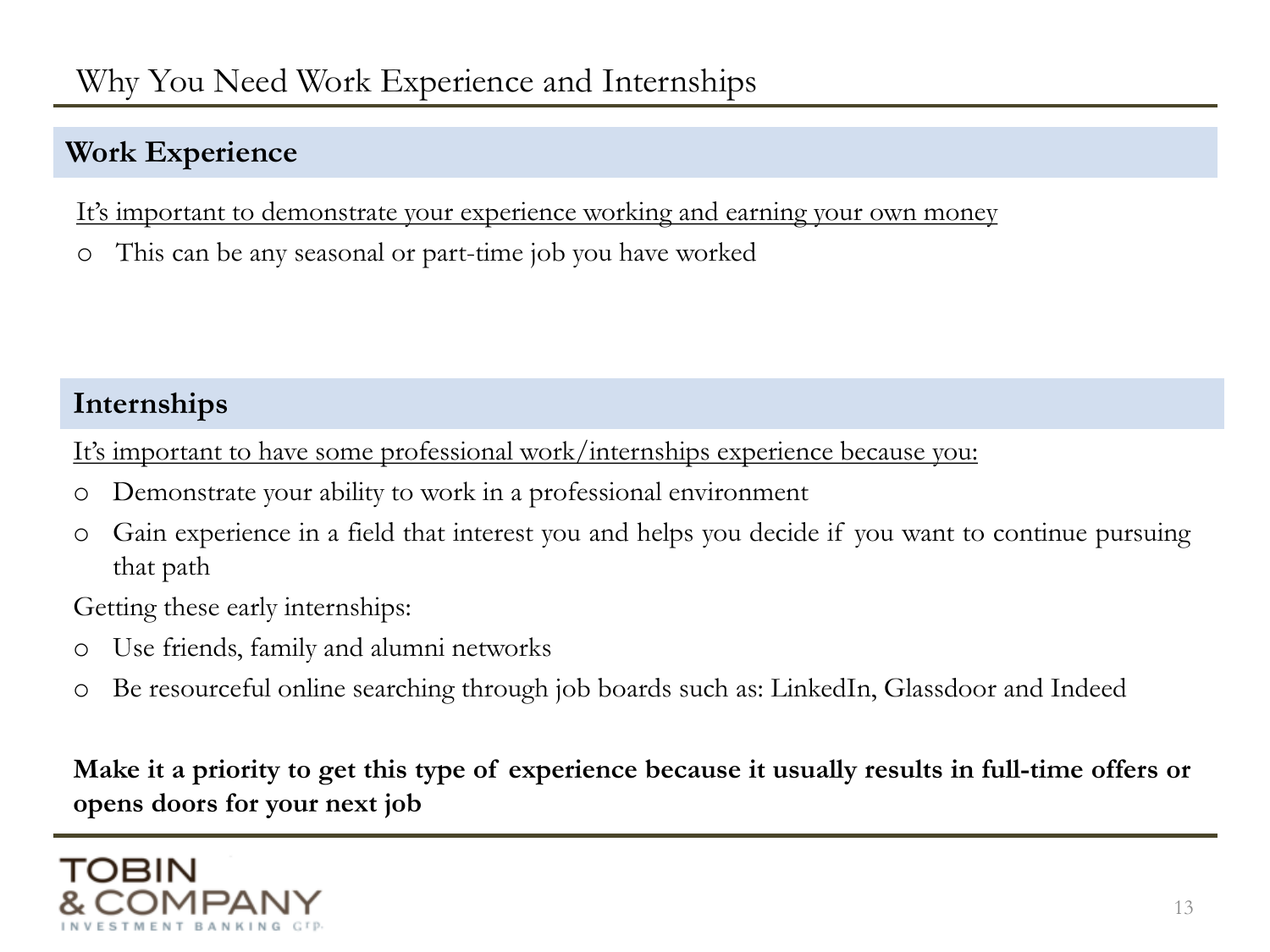# Why You Need Work Experience and Internships

## Work Experience

It's important to demonstrate your experience working and earning your own money

- This can be any seasonal or part-time job you have worked

## Internships

It's important to have some professional work/internships experience because you:

- Demonstrate your ability to work in a professional environment
- Gain experience in a field that interest you and helps you decide if you want to continue pursuing that path

Getting these early internships:

- Use friends, family and alumni networks
- Be resourceful online searching through job boards such as: LinkedIn, Glassdoor and Indeed

**Make it a priority to get this type of experience because it usually results in full-time offers or opens doors for your next job**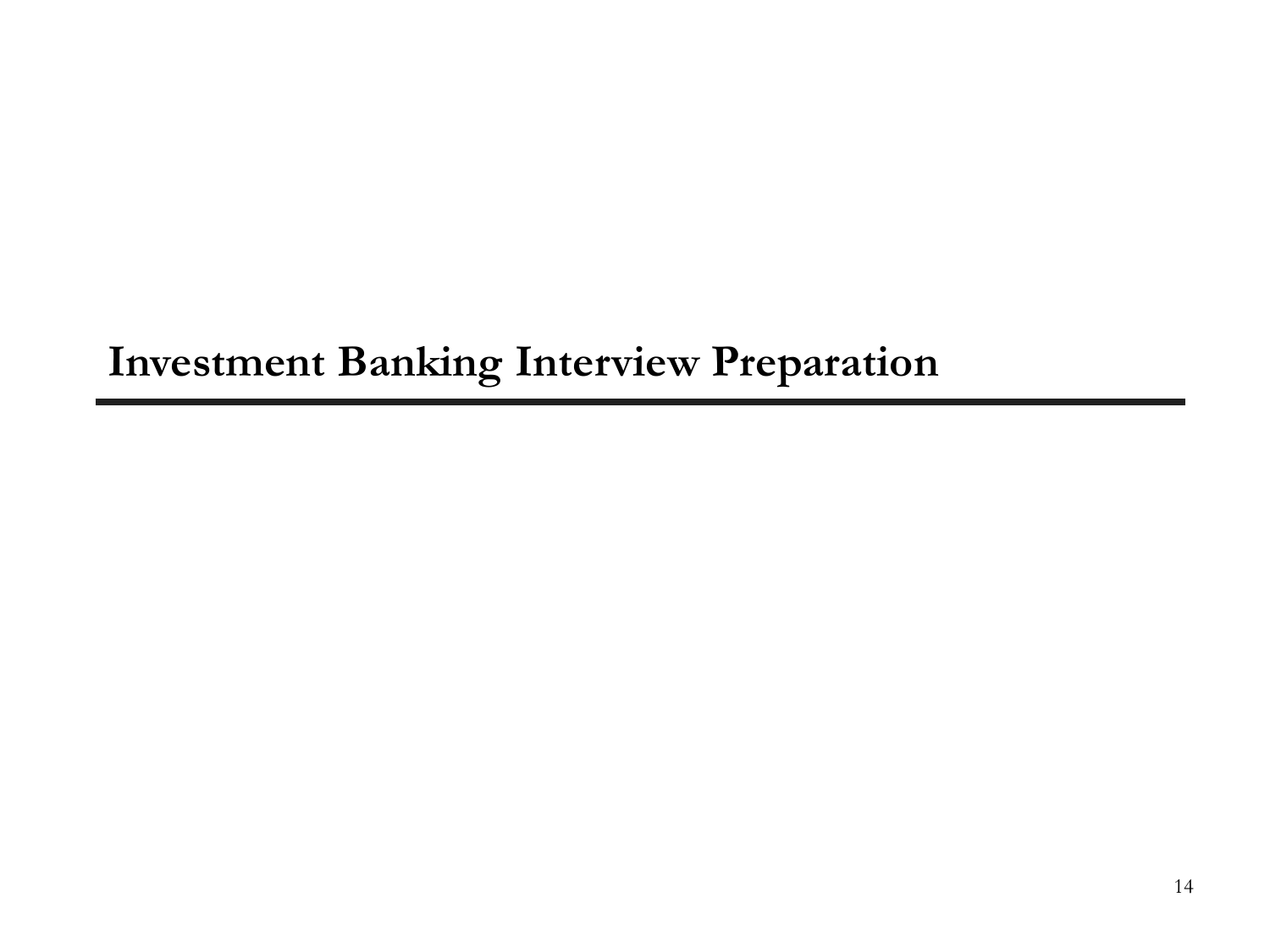# Investment Banking Interview Preparation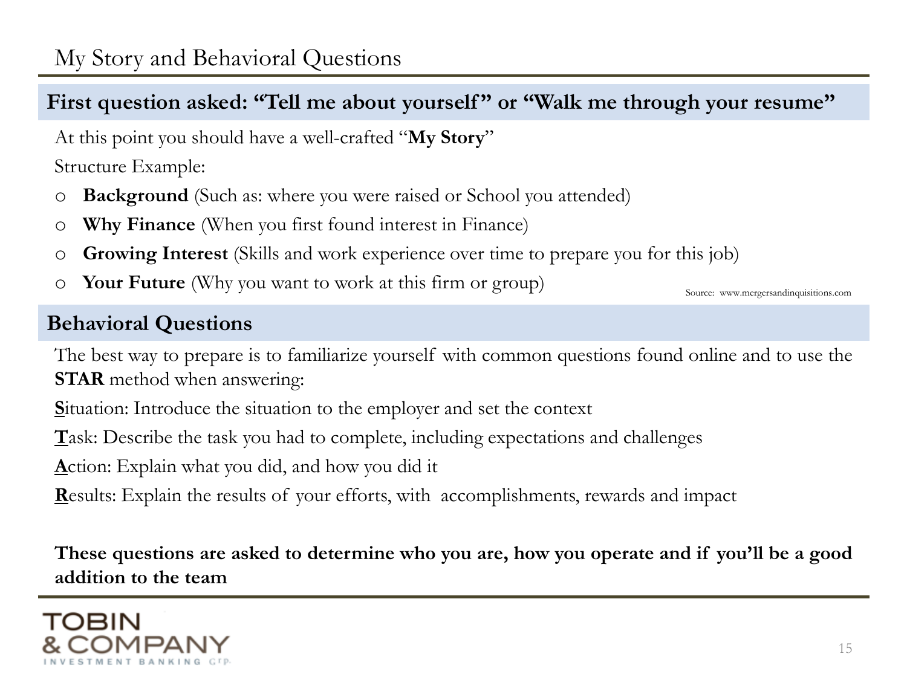# My Story and Behavioral Questions

## First question asked: "Tell me about yourself" or "Walk me through your resume"

At this point you should have a well-crafted "**My Story**"

Structure Example:

- **Background** (Such as: where you were raised or School you attended)
- **Why Finance** (When you first found interest in Finance)
- **Growing Interest** (Skills and work experience over time to prepare you for this job)
- **Your Future** (Why you want to work at this firm or group)

Source: www.mergersandinquisitions.com

## Behavioral Questions

The best way to prepare is to familiarize yourself with common questions found online and to use the **STAR** method when answering:

**S**ituation: Introduce the situation to the employer and set the context

**T**ask: Describe the task you had to complete, including expectations and challenges

**A**ction: Explain what you did, and how you did it

**R**esults: Explain the results of your efforts, with accomplishments, rewards and impact

**These questions are asked to determine who you are, how you operate and if you'll be a good addition to the team**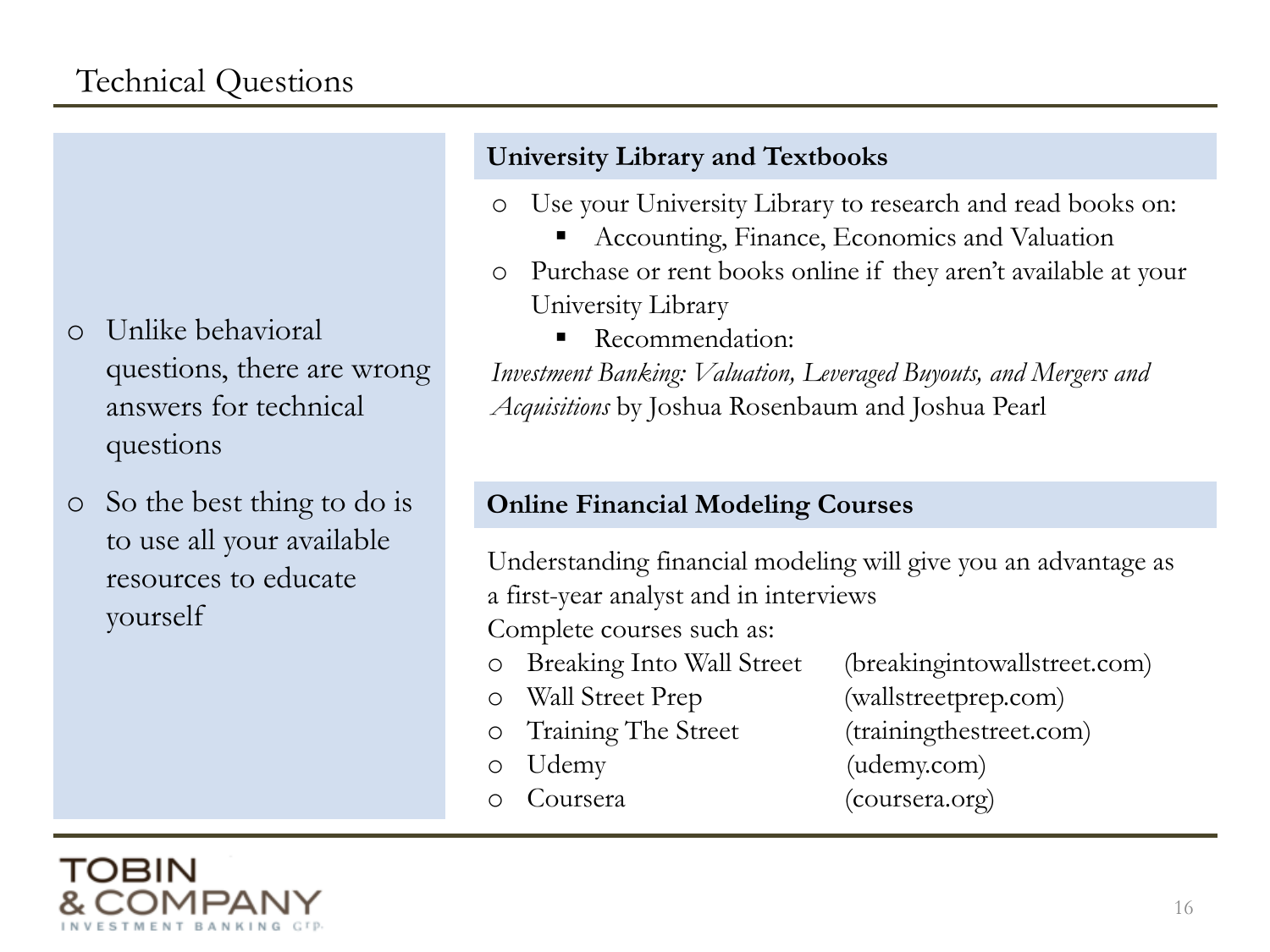# Technical Questions

- Unlike behavioral questions, there are wrong answers for technical questions
- So the best thing to do is to use all your available resources to educate yourself

## University Library and Textbooks

- Use your University Library to research and read books on:
  - Accounting, Finance, Economics and Valuation
- Purchase or rent books online if they aren't available at your University Library
  - Recommendation:

*Investment Banking: Valuation, Leveraged Buyouts, and Mergers and Acquisitions* by Joshua Rosenbaum and Joshua Pearl

## Online Financial Modeling Courses

Understanding financial modeling will give you an advantage as a first-year analyst and in interviews

Complete courses such as:

- Breaking Into Wall Street (breakingintowallstreet.com)
- Wall Street Prep (wallstreetprep.com)
- Training The Street (trainingthestreet.com)
- Udemy (udemy.com)
- Coursera (coursera.org)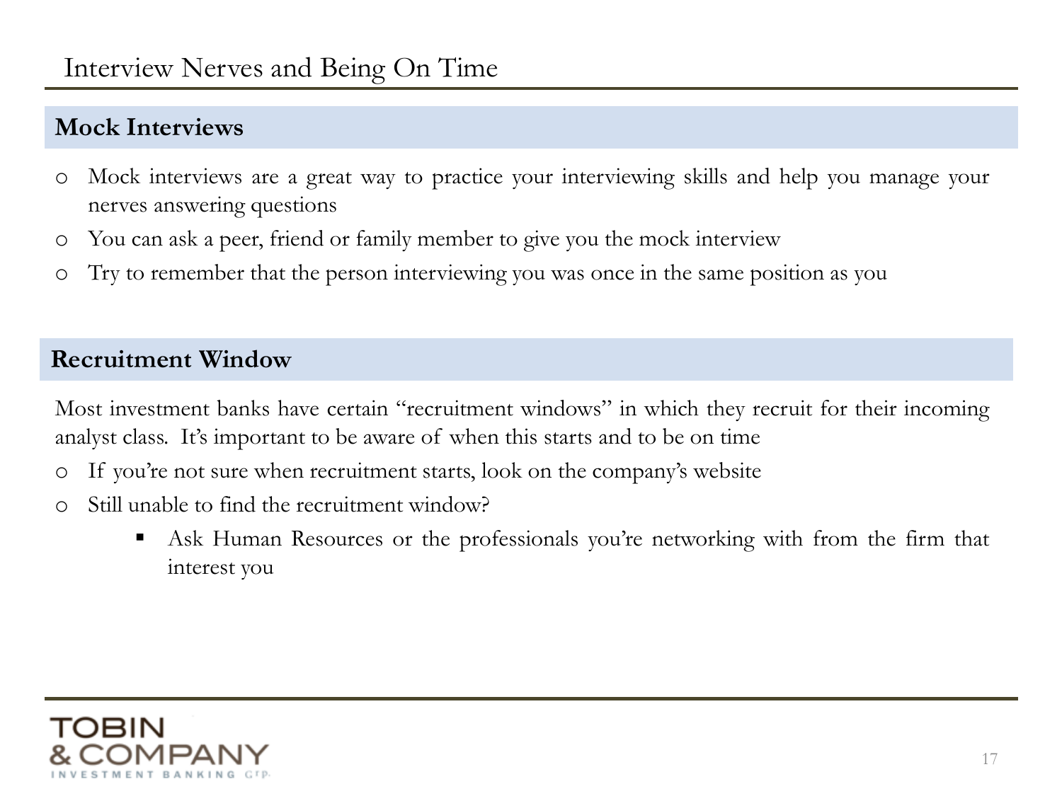# Interview Nerves and Being On Time

## Mock Interviews

- Mock interviews are a great way to practice your interviewing skills and help you manage your nerves answering questions
- You can ask a peer, friend or family member to give you the mock interview
- Try to remember that the person interviewing you was once in the same position as you

## Recruitment Window

Most investment banks have certain "recruitment windows" in which they recruit for their incoming analyst class. It's important to be aware of when this starts and to be on time

- If you're not sure when recruitment starts, look on the company's website
- Still unable to find the recruitment window?
  - Ask Human Resources or the professionals you're networking with from the firm that interest you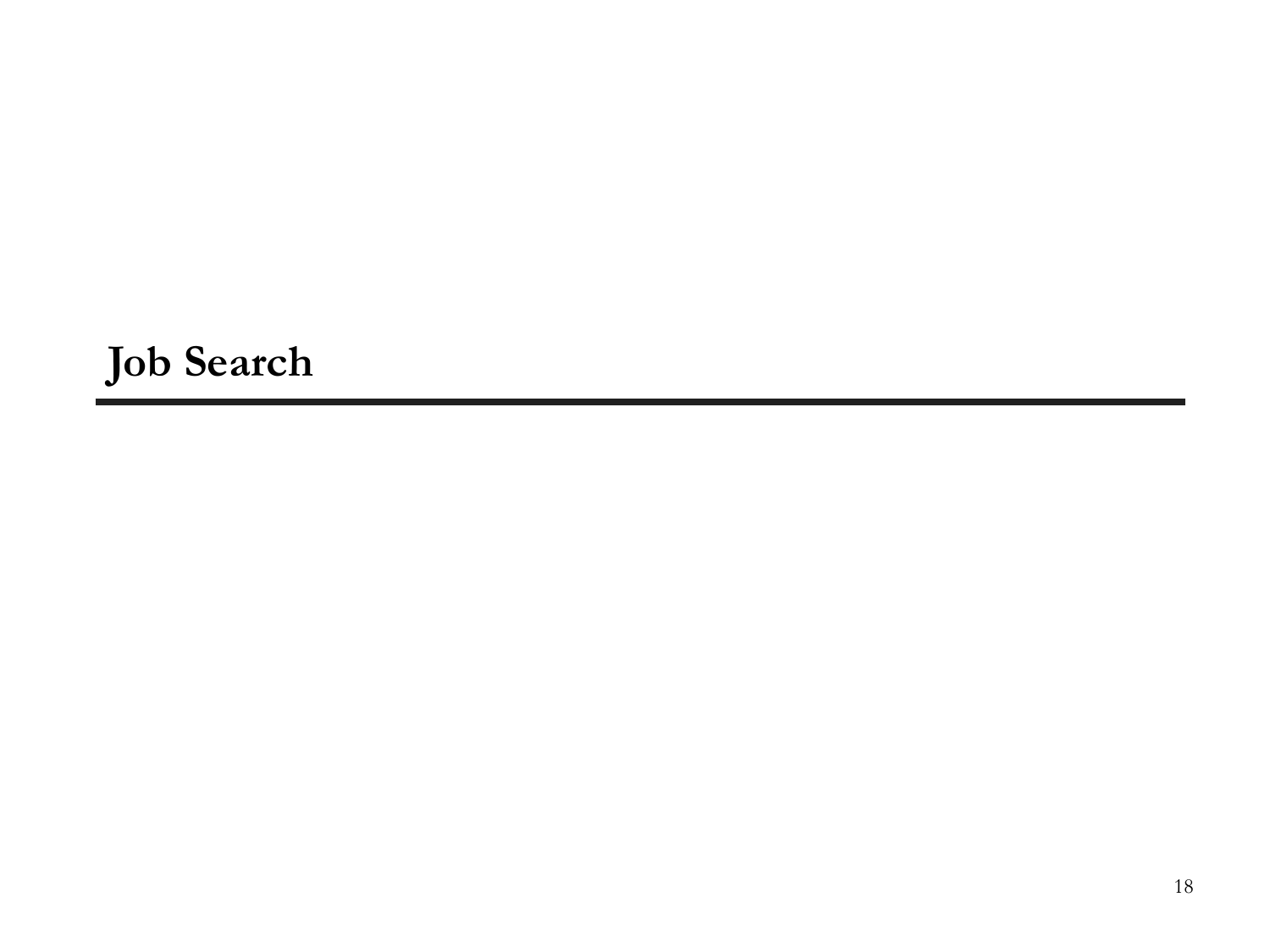# Job Search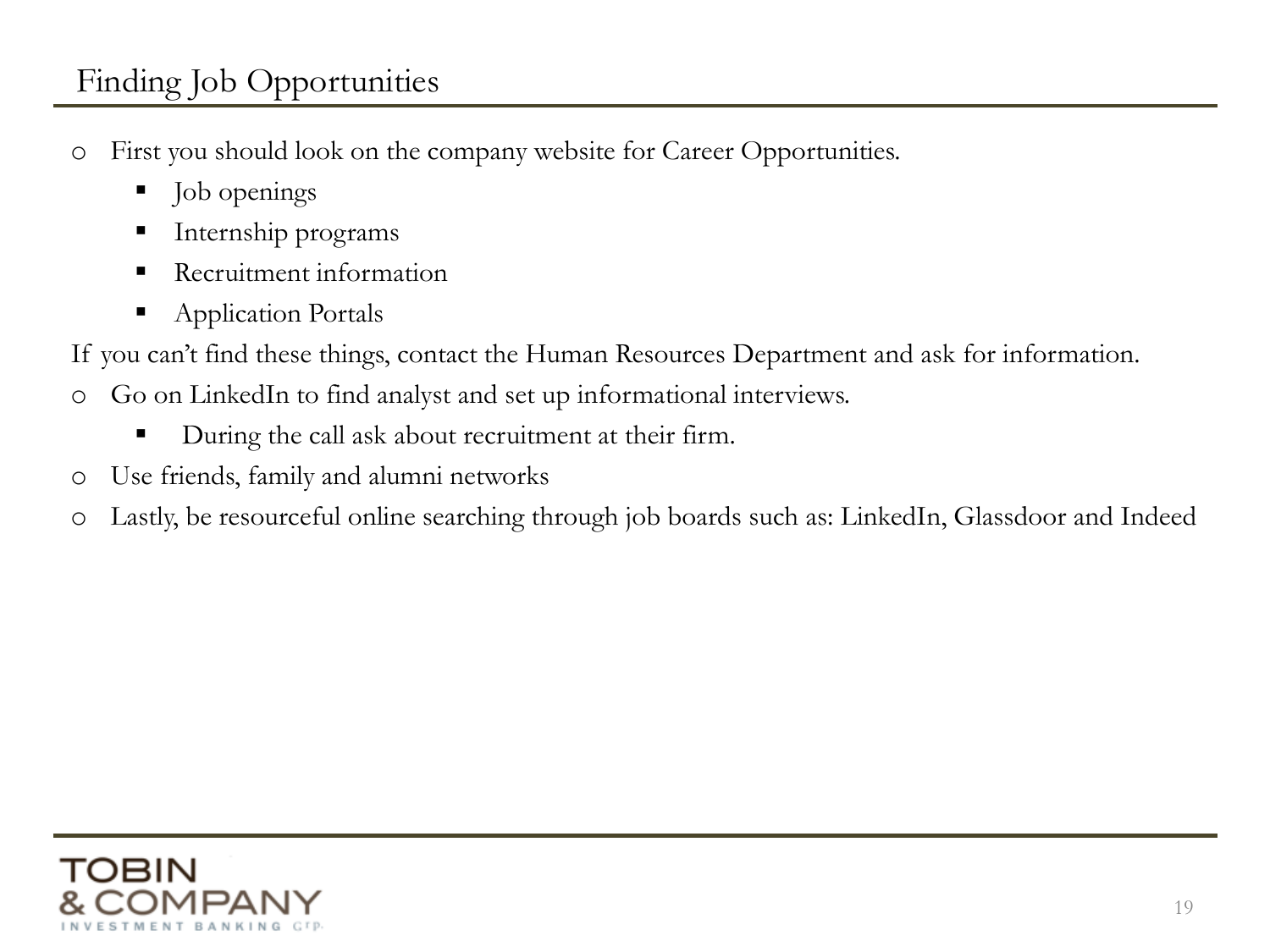# Finding Job Opportunities

- First you should look on the company website for Career Opportunities.
  - Job openings
  - Internship programs
  - Recruitment information
  - Application Portals

If you can't find these things, contact the Human Resources Department and ask for information.

- Go on LinkedIn to find analyst and set up informational interviews.
  - During the call ask about recruitment at their firm.
- Use friends, family and alumni networks
- Lastly, be resourceful online searching through job boards such as: LinkedIn, Glassdoor and Indeed

TOBIN & COMPANY INVESTMENT BANKING GRP.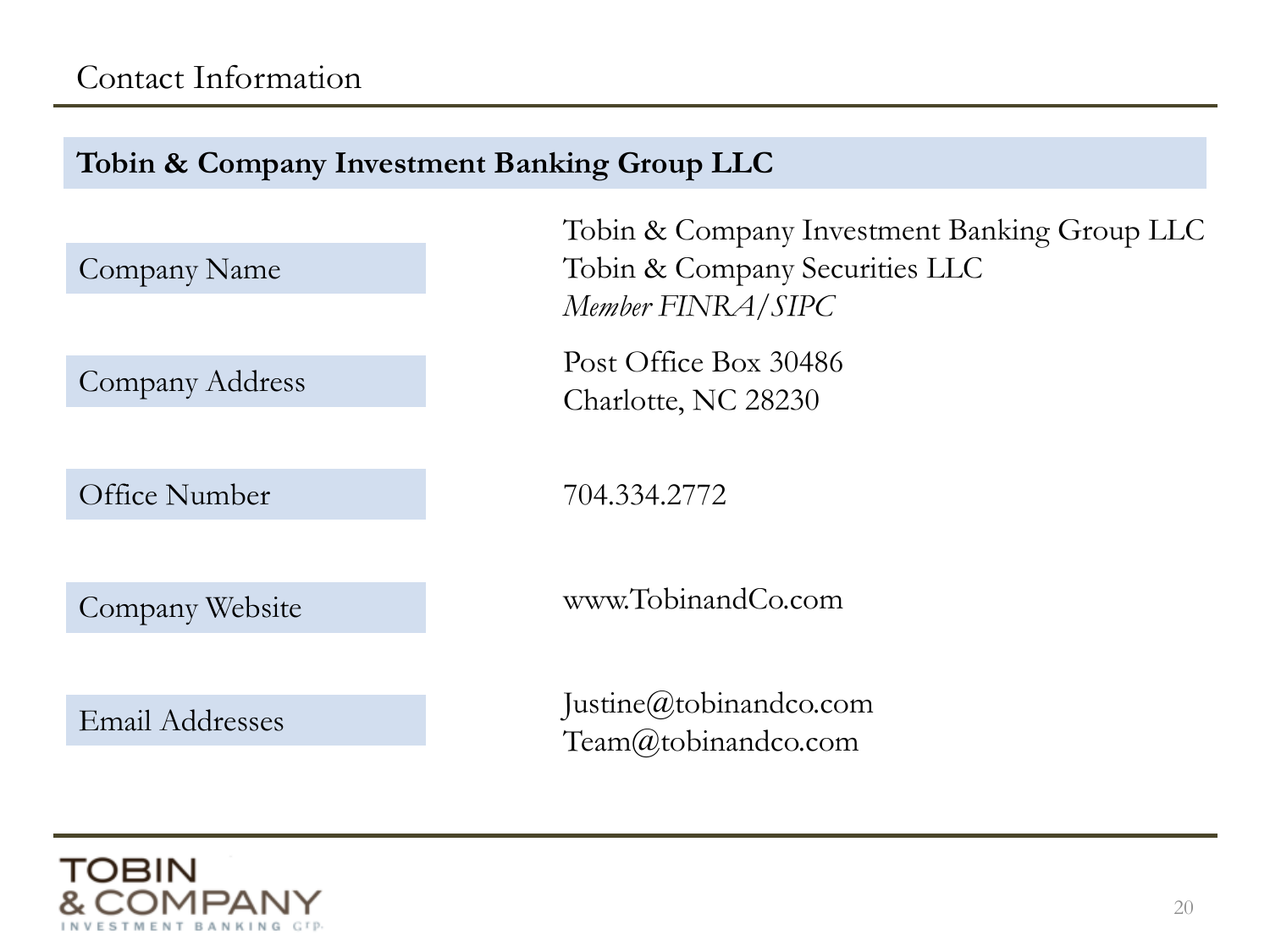# Contact Information

## Tobin & Company Investment Banking Group LLC

| | |
|---|---|
| Company Name | Tobin & Company Investment Banking Group LLC<br>Tobin & Company Securities LLC<br>*Member FINRA/SIPC* |
| Company Address | Post Office Box 30486<br>Charlotte, NC 28230 |
| Office Number | 704.334.2772 |
| Company Website | www.TobinandCo.com |
| Email Addresses | Justine@tobinandco.com<br>Team@tobinandco.com |

TOBIN
& COMPANY
INVESTMENT BANKING Grp.